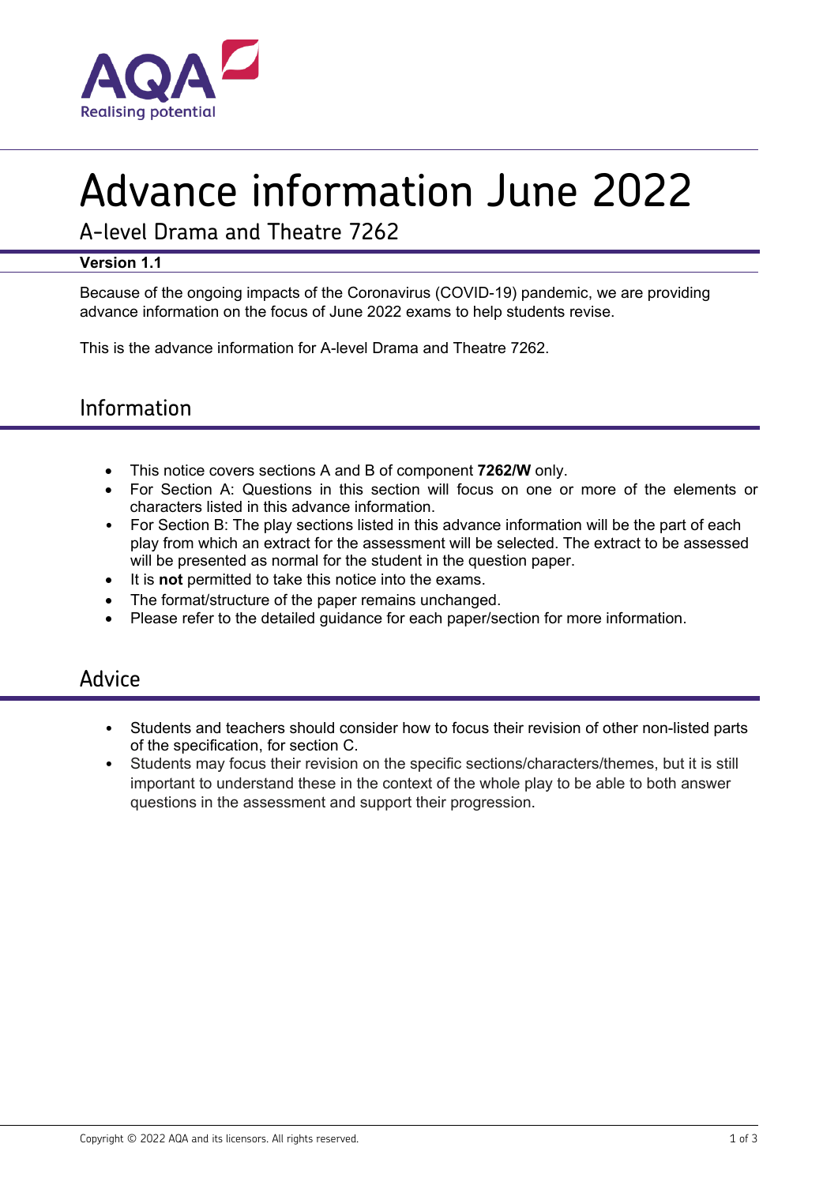# Advance information June 2022

## A-level Drama and Theatre 7262

**Version 1.1**

Because of the ongoing impacts of the Coronavirus (COVID-19) pandemic, we are providing advance information on the focus of June 2022 exams to help students revise.

This is the advance information for A-level Drama and Theatre 7262.

## Information

- This notice covers sections A and B of component **7262/W** only.
- For Section A: Questions in this section will focus on one or more of the elements or characters listed in this advance information.
- For Section B: The play sections listed in this advance information will be the part of each play from which an extract for the assessment will be selected. The extract to be assessed will be presented as normal for the student in the question paper.
- It is **not** permitted to take this notice into the exams.
- The format/structure of the paper remains unchanged.
- Please refer to the detailed guidance for each paper/section for more information.

## Advice

- Students and teachers should consider how to focus their revision of other non-listed parts of the specification, for section C.
- Students may focus their revision on the specific sections/characters/themes, but it is still important to understand these in the context of the whole play to be able to both answer questions in the assessment and support their progression.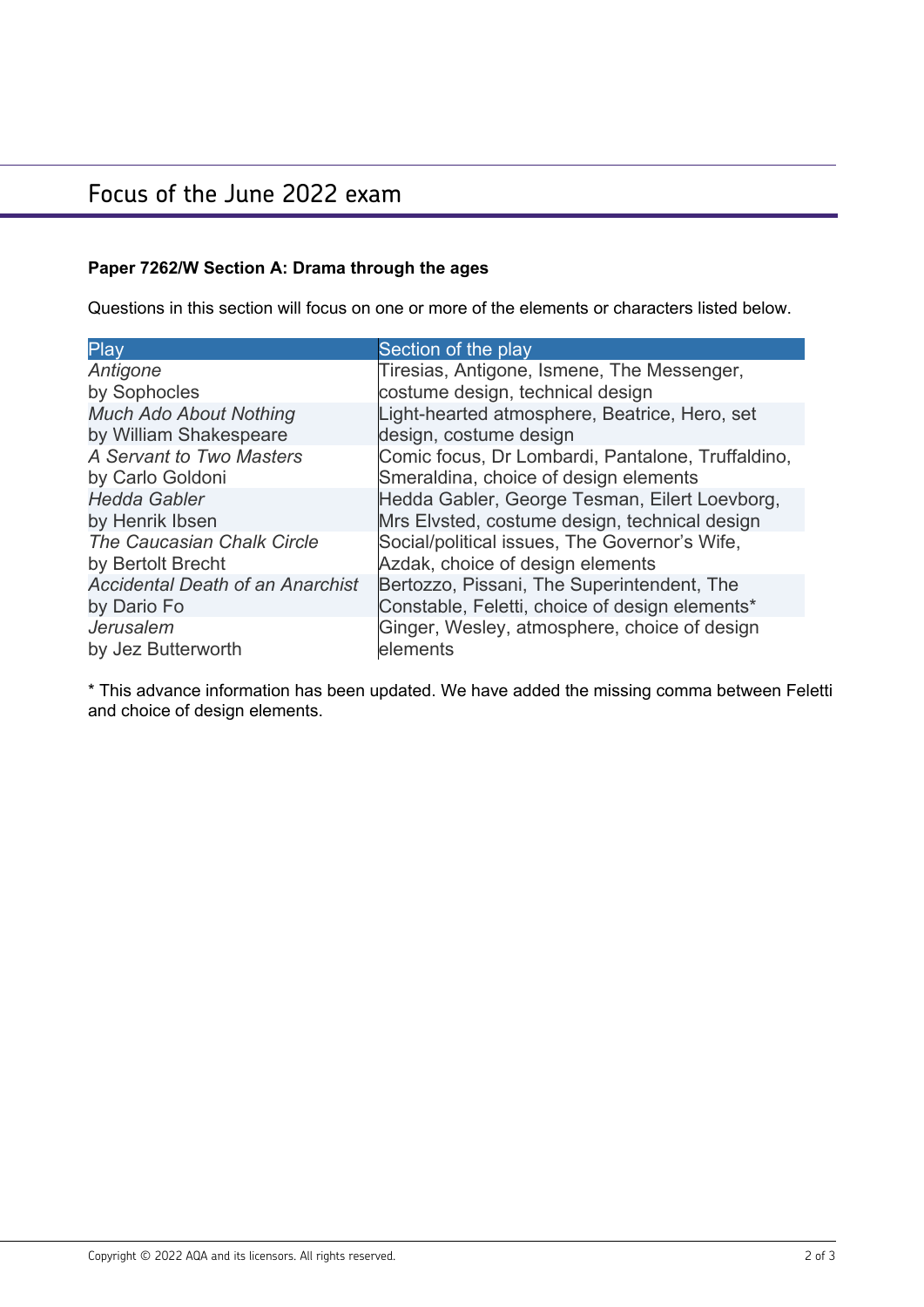## Focus of the June 2022 exam

**Paper 7262/W Section A: Drama through the ages**

Questions in this section will focus on one or more of the elements or characters listed below.

| Play | Section of the play |
|---|---|
| *Antigone* by Sophocles | Tiresias, Antigone, Ismene, The Messenger, costume design, technical design |
| *Much Ado About Nothing* by William Shakespeare | Light-hearted atmosphere, Beatrice, Hero, set design, costume design |
| *A Servant to Two Masters* by Carlo Goldoni | Comic focus, Dr Lombardi, Pantalone, Truffaldino, Smeraldina, choice of design elements |
| *Hedda Gabler* by Henrik Ibsen | Hedda Gabler, George Tesman, Eilert Loevborg, Mrs Elvsted, costume design, technical design |
| *The Caucasian Chalk Circle* by Bertolt Brecht | Social/political issues, The Governor's Wife, Azdak, choice of design elements |
| *Accidental Death of an Anarchist* by Dario Fo | Bertozzo, Pissani, The Superintendent, The Constable, Feletti, choice of design elements* |
| *Jerusalem* by Jez Butterworth | Ginger, Wesley, atmosphere, choice of design elements |

\* This advance information has been updated. We have added the missing comma between Feletti and choice of design elements.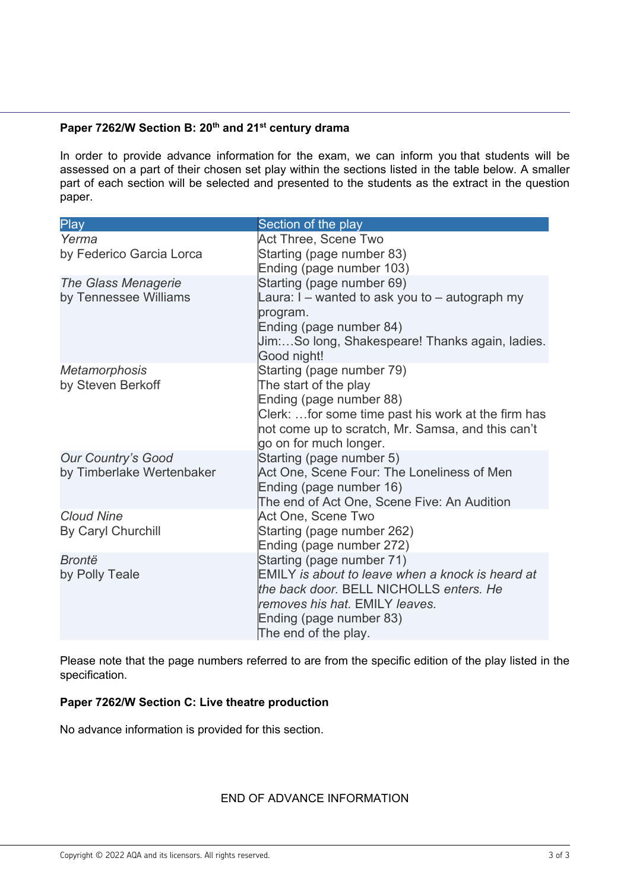**Paper 7262/W Section B: 20th and 21st century drama**

In order to provide advance information for the exam, we can inform you that students will be assessed on a part of their chosen set play within the sections listed in the table below. A smaller part of each section will be selected and presented to the students as the extract in the question paper.

| Play | Section of the play |
|---|---|
| *Yerma*<br>by Federico Garcia Lorca | Act Three, Scene Two<br>Starting (page number 83)<br>Ending (page number 103) |
| *The Glass Menagerie*<br>by Tennessee Williams | Starting (page number 69)<br>Laura: I – wanted to ask you to – autograph my program.<br>Ending (page number 84)<br>Jim:…So long, Shakespeare! Thanks again, ladies. Good night! |
| *Metamorphosis*<br>by Steven Berkoff | Starting (page number 79)<br>The start of the play<br>Ending (page number 88)<br>Clerk: …for some time past his work at the firm has not come up to scratch, Mr. Samsa, and this can't go on for much longer. |
| *Our Country's Good*<br>by Timberlake Wertenbaker | Starting (page number 5)<br>Act One, Scene Four: The Loneliness of Men<br>Ending (page number 16)<br>The end of Act One, Scene Five: An Audition |
| *Cloud Nine*<br>By Caryl Churchill | Act One, Scene Two<br>Starting (page number 262)<br>Ending (page number 272) |
| *Brontë*<br>by Polly Teale | Starting (page number 71)<br>EMILY *is about to leave when a knock is heard at the back door.* BELL NICHOLLS *enters. He removes his hat.* EMILY *leaves.*<br>Ending (page number 83)<br>The end of the play. |

Please note that the page numbers referred to are from the specific edition of the play listed in the specification.

**Paper 7262/W Section C: Live theatre production**

No advance information is provided for this section.

END OF ADVANCE INFORMATION

Copyright © 2022 AQA and its licensors. All rights reserved.